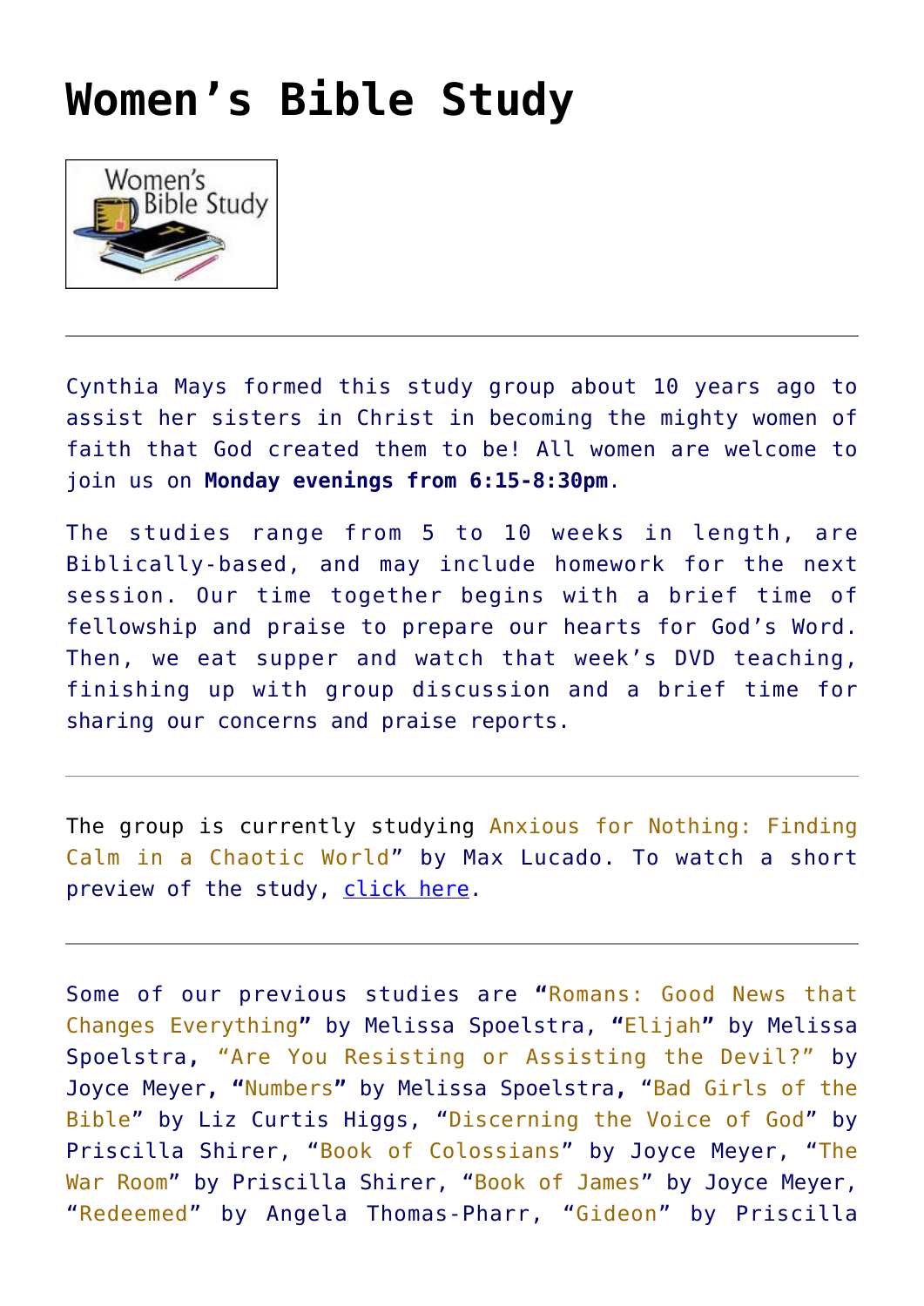# Women's Bible Study

---

Cynthia Mays formed this study group about 10 years ago to assist her sisters in Christ in becoming the mighty women of faith that God created them to be! All women are welcome to join us on **Monday evenings from 6:15-8:30pm**.

The studies range from 5 to 10 weeks in length, are Biblically-based, and may include homework for the next session. Our time together begins with a brief time of fellowship and praise to prepare our hearts for God's Word. Then, we eat supper and watch that week's DVD teaching, finishing up with group discussion and a brief time for sharing our concerns and praise reports.

---

The group is currently studying Anxious for Nothing: Finding Calm in a Chaotic World" by Max Lucado. To watch a short preview of the study, click here.

---

Some of our previous studies are **"**Romans: Good News that Changes Everything**"** by Melissa Spoelstra, **"**Elijah**"** by Melissa Spoelstra**,** "Are You Resisting or Assisting the Devil?" by Joyce Meyer, **"**Numbers**"** by Melissa Spoelstra**,** "Bad Girls of the Bible" by Liz Curtis Higgs, "Discerning the Voice of God" by Priscilla Shirer, "Book of Colossians" by Joyce Meyer, "The War Room" by Priscilla Shirer, "Book of James" by Joyce Meyer, "Redeemed" by Angela Thomas-Pharr, "Gideon" by Priscilla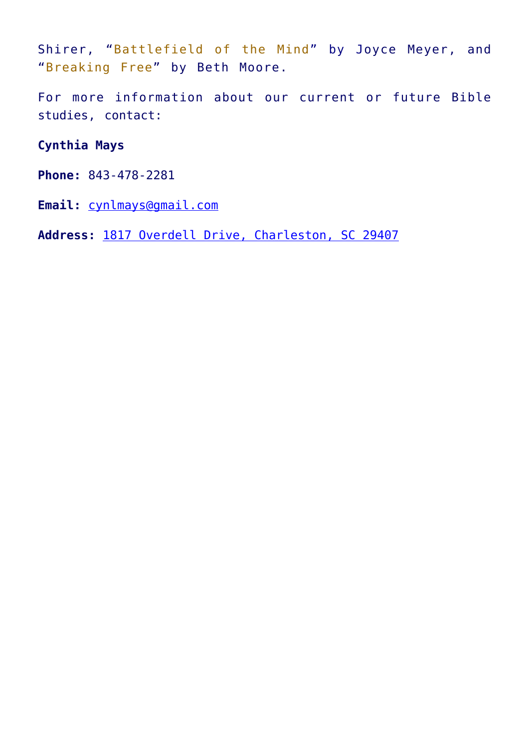Shirer, “Battlefield of the Mind” by Joyce Meyer, and “Breaking Free” by Beth Moore.

For more information about our current or future Bible studies, contact:

**Cynthia Mays**

**Phone:** 843-478-2281

**Email:** cynlmays@gmail.com

**Address:** 1817 Overdell Drive, Charleston, SC 29407